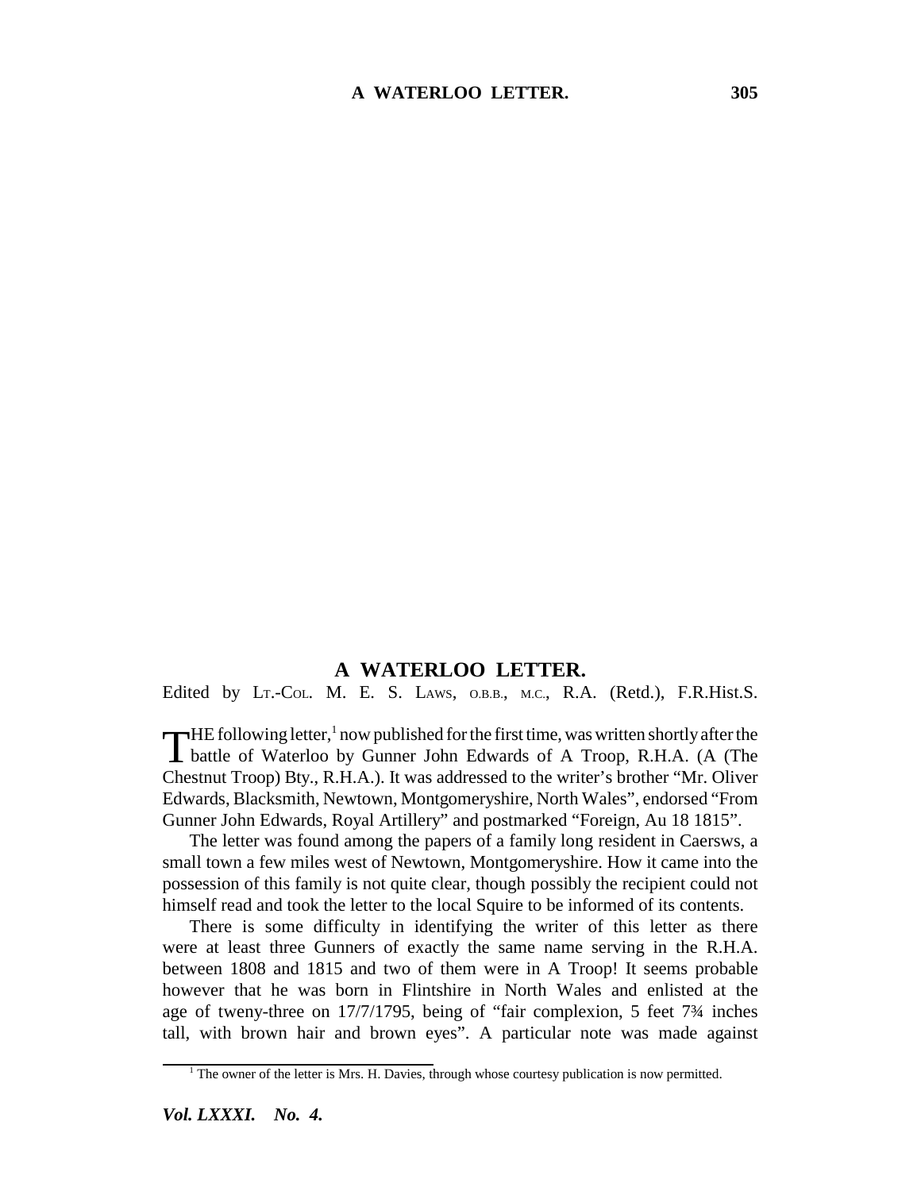# A WATERLOO LETTER.

Edited by Lt.-Col. M. E. S. Laws, O.B.B., M.C., R.A. (Retd.), F.R.Hist.S.

THE following letter,[1] now published for the first time, was written shortly after the battle of Waterloo by Gunner John Edwards of A Troop, R.H.A. (A (The Chestnut Troop) Bty., R.H.A.). It was addressed to the writer's brother "Mr. Oliver Edwards, Blacksmith, Newtown, Montgomeryshire, North Wales", endorsed "From Gunner John Edwards, Royal Artillery" and postmarked "Foreign, Au 18 1815".

The letter was found among the papers of a family long resident in Caersws, a small town a few miles west of Newtown, Montgomeryshire. How it came into the possession of this family is not quite clear, though possibly the recipient could not himself read and took the letter to the local Squire to be informed of its contents.

There is some difficulty in identifying the writer of this letter as there were at least three Gunners of exactly the same name serving in the R.H.A. between 1808 and 1815 and two of them were in A Troop! It seems probable however that he was born in Flintshire in North Wales and enlisted at the age of tweny-three on 17/7/1795, being of "fair complexion, 5 feet 7¾ inches tall, with brown hair and brown eyes". A particular note was made against

[1] The owner of the letter is Mrs. H. Davies, through whose courtesy publication is now permitted.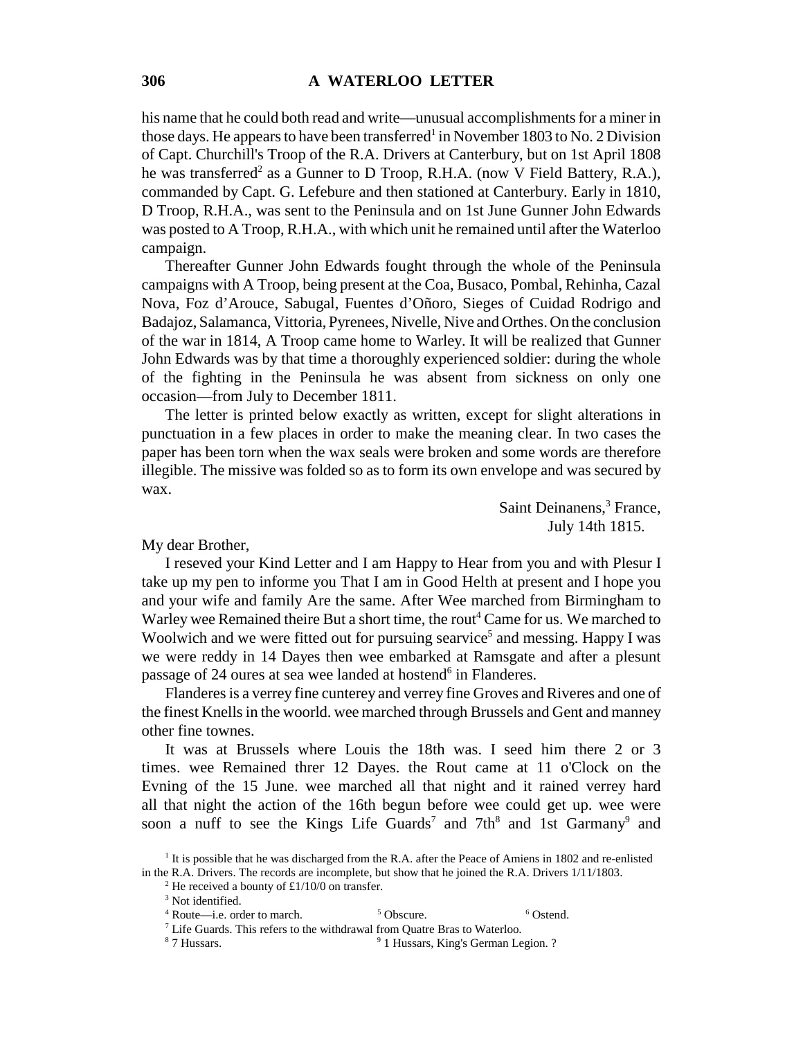his name that he could both read and write—unusual accomplishments for a miner in those days. He appears to have been transferred[1] in November 1803 to No. 2 Division of Capt. Churchill's Troop of the R.A. Drivers at Canterbury, but on 1st April 1808 he was transferred[2] as a Gunner to D Troop, R.H.A. (now V Field Battery, R.A.), commanded by Capt. G. Lefebure and then stationed at Canterbury. Early in 1810, D Troop, R.H.A., was sent to the Peninsula and on 1st June Gunner John Edwards was posted to A Troop, R.H.A., with which unit he remained until after the Waterloo campaign.

Thereafter Gunner John Edwards fought through the whole of the Peninsula campaigns with A Troop, being present at the Coa, Busaco, Pombal, Rehinha, Cazal Nova, Foz d'Arouce, Sabugal, Fuentes d'Oñoro, Sieges of Cuidad Rodrigo and Badajoz, Salamanca, Vittoria, Pyrenees, Nivelle, Nive and Orthes. On the conclusion of the war in 1814, A Troop came home to Warley. It will be realized that Gunner John Edwards was by that time a thoroughly experienced soldier: during the whole of the fighting in the Peninsula he was absent from sickness on only one occasion—from July to December 1811.

The letter is printed below exactly as written, except for slight alterations in punctuation in a few places in order to make the meaning clear. In two cases the paper has been torn when the wax seals were broken and some words are therefore illegible. The missive was folded so as to form its own envelope and was secured by wax.

Saint Deinanens,[3] France,
July 14th 1815.

My dear Brother,

I reseved your Kind Letter and I am Happy to Hear from you and with Plesur I take up my pen to informe you That I am in Good Helth at present and I hope you and your wife and family Are the same. After Wee marched from Birmingham to Warley wee Remained theire But a short time, the rout[4] Came for us. We marched to Woolwich and we were fitted out for pursuing searvice[5] and messing. Happy I was we were reddy in 14 Dayes then wee embarked at Ramsgate and after a plesunt passage of 24 oures at sea wee landed at hostend[6] in Flanderes.

Flanderes is a verrey fine cuntery and verrey fine Groves and Riveres and one of the finest Knells in the woorld. wee marched through Brussels and Gent and manney other fine townes.

It was at Brussels where Louis the 18th was. I seed him there 2 or 3 times. wee Remained threr 12 Dayes. the Rout came at 11 o'Clock on the Evning of the 15 June. wee marched all that night and it rained verrey hard all that night the action of the 16th begun before wee could get up. wee were soon a nuff to see the Kings Life Guards[7] and 7th[8] and 1st Garmany[9] and

[1] It is possible that he was discharged from the R.A. after the Peace of Amiens in 1802 and re-enlisted in the R.A. Drivers. The records are incomplete, but show that he joined the R.A. Drivers 1/11/1803.

[2] He received a bounty of £1/10/0 on transfer.

[3] Not identified.

[4] Route—i.e. order to march.

[5] Obscure.

[6] Ostend.

[7] Life Guards. This refers to the withdrawal from Quatre Bras to Waterloo.

[8] 7 Hussars.

[9] 1 Hussars, King's German Legion. ?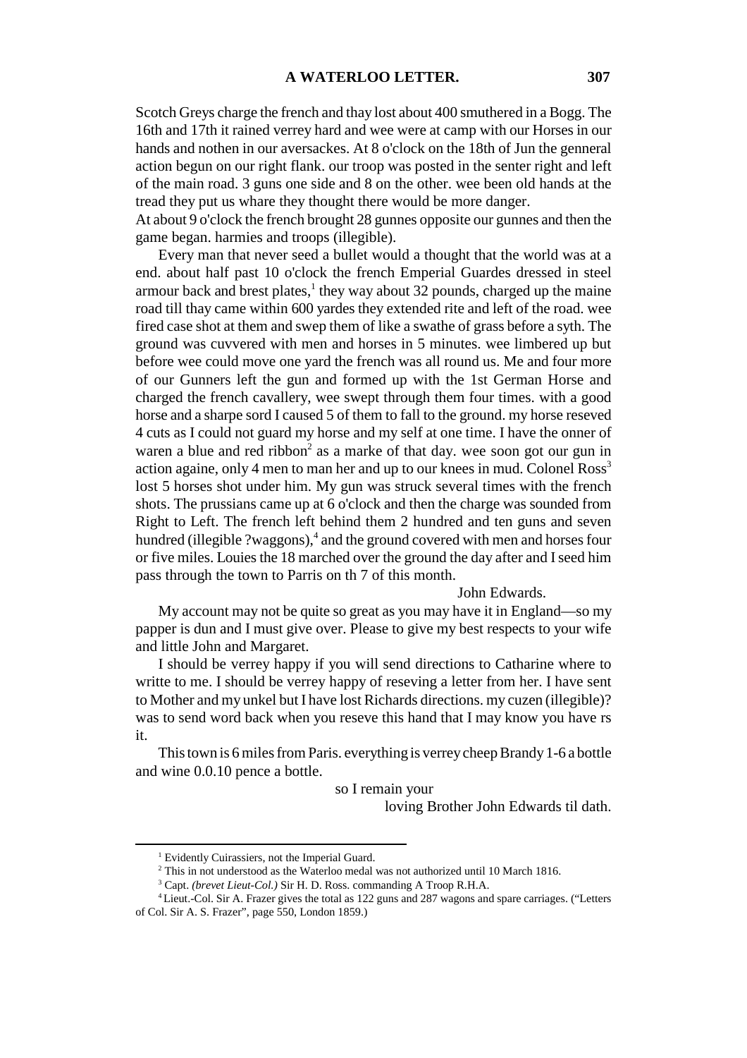Scotch Greys charge the french and thay lost about 400 smuthered in a Bogg. The 16th and 17th it rained verrey hard and wee were at camp with our Horses in our hands and nothen in our aversackes. At 8 o'clock on the 18th of Jun the genneral action begun on our right flank. our troop was posted in the senter right and left of the main road. 3 guns one side and 8 on the other. wee been old hands at the tread they put us whare they thought there would be more danger.
At about 9 o'clock the french brought 28 gunnes opposite our gunnes and then the game began. harmies and troops (illegible).

Every man that never seed a bullet would a thought that the world was at a end. about half past 10 o'clock the french Emperial Guardes dressed in steel armour back and brest plates,[1] they way about 32 pounds, charged up the maine road till thay came within 600 yardes they extended rite and left of the road. wee fired case shot at them and swep them of like a swathe of grass before a syth. The ground was cuvvered with men and horses in 5 minutes. wee limbered up but before wee could move one yard the french was all round us. Me and four more of our Gunners left the gun and formed up with the 1st German Horse and charged the french cavallery, wee swept through them four times. with a good horse and a sharpe sord I caused 5 of them to fall to the ground. my horse reseved 4 cuts as I could not guard my horse and my self at one time. I have the onner of waren a blue and red ribbon[2] as a marke of that day. wee soon got our gun in action againe, only 4 men to man her and up to our knees in mud. Colonel Ross[3] lost 5 horses shot under him. My gun was struck several times with the french shots. The prussians came up at 6 o'clock and then the charge was sounded from Right to Left. The french left behind them 2 hundred and ten guns and seven hundred (illegible ?waggons),[4] and the ground covered with men and horses four or five miles. Louies the 18 marched over the ground the day after and I seed him pass through the town to Parris on th 7 of this month.

John Edwards.

My account may not be quite so great as you may have it in England—so my papper is dun and I must give over. Please to give my best respects to your wife and little John and Margaret.

I should be verrey happy if you will send directions to Catharine where to writte to me. I should be verrey happy of reseving a letter from her. I have sent to Mother and my unkel but I have lost Richards directions. my cuzen (illegible)? was to send word back when you reseve this hand that I may know you have rs it.

This town is 6 miles from Paris. everything is verrey cheep Brandy 1-6 a bottle and wine 0.0.10 pence a bottle.

so I remain your
loving Brother John Edwards til dath.

---

[1] Evidently Cuirassiers, not the Imperial Guard.

[2] This in not understood as the Waterloo medal was not authorized until 10 March 1816.

[3] Capt. *(brevet Lieut-Col.)* Sir H. D. Ross. commanding A Troop R.H.A.

[4] Lieut.-Col. Sir A. Frazer gives the total as 122 guns and 287 wagons and spare carriages. ("Letters of Col. Sir A. S. Frazer", page 550, London 1859.)